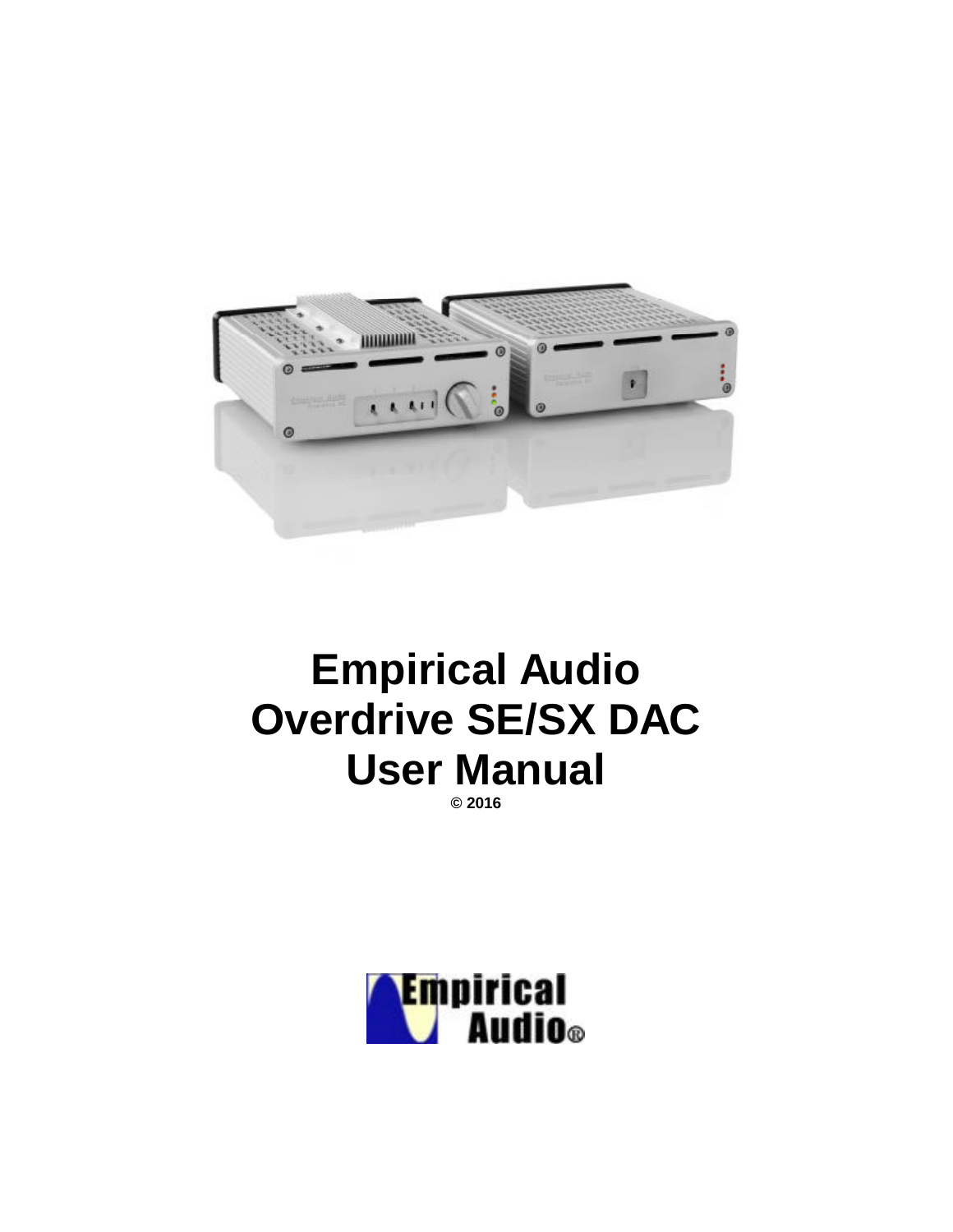# Empirical Audio
# Overdrive SE/SX DAC
# User Manual

**© 2016**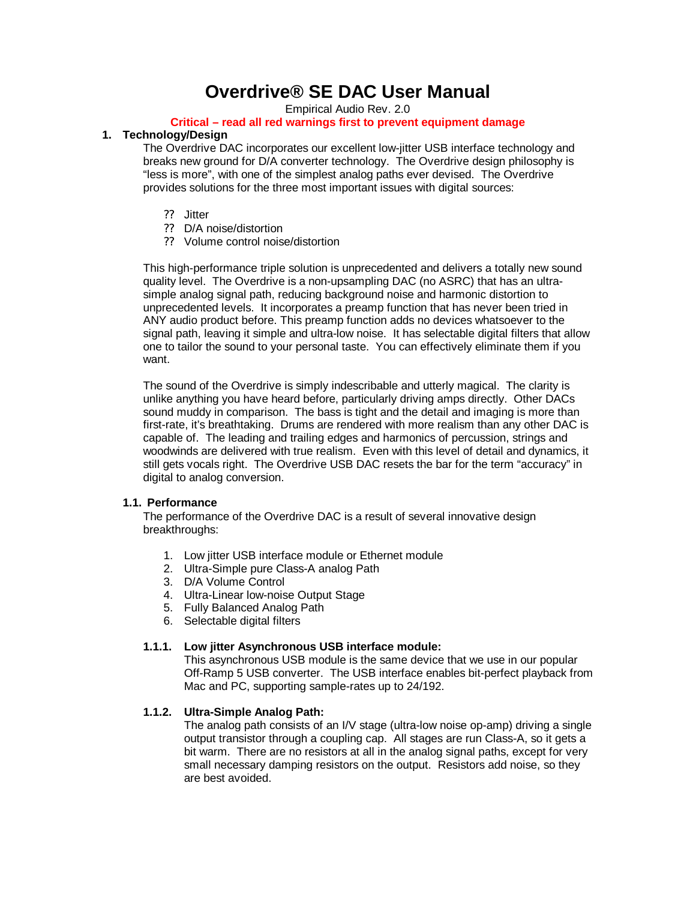# Overdrive® SE DAC User Manual

Empirical Audio Rev. 2.0

**Critical – read all red warnings first to prevent equipment damage**

## 1. Technology/Design

The Overdrive DAC incorporates our excellent low-jitter USB interface technology and breaks new ground for D/A converter technology. The Overdrive design philosophy is "less is more", with one of the simplest analog paths ever devised. The Overdrive provides solutions for the three most important issues with digital sources:

- Jitter
- D/A noise/distortion
- Volume control noise/distortion

This high-performance triple solution is unprecedented and delivers a totally new sound quality level. The Overdrive is a non-upsampling DAC (no ASRC) that has an ultra-simple analog signal path, reducing background noise and harmonic distortion to unprecedented levels. It incorporates a preamp function that has never been tried in ANY audio product before. This preamp function adds no devices whatsoever to the signal path, leaving it simple and ultra-low noise. It has selectable digital filters that allow one to tailor the sound to your personal taste. You can effectively eliminate them if you want.

The sound of the Overdrive is simply indescribable and utterly magical. The clarity is unlike anything you have heard before, particularly driving amps directly. Other DACs sound muddy in comparison. The bass is tight and the detail and imaging is more than first-rate, it's breathtaking. Drums are rendered with more realism than any other DAC is capable of. The leading and trailing edges and harmonics of percussion, strings and woodwinds are delivered with true realism. Even with this level of detail and dynamics, it still gets vocals right. The Overdrive USB DAC resets the bar for the term "accuracy" in digital to analog conversion.

### 1.1. Performance

The performance of the Overdrive DAC is a result of several innovative design breakthroughs:

1. Low jitter USB interface module or Ethernet module
2. Ultra-Simple pure Class-A analog Path
3. D/A Volume Control
4. Ultra-Linear low-noise Output Stage
5. Fully Balanced Analog Path
6. Selectable digital filters

#### 1.1.1. Low jitter Asynchronous USB interface module:

This asynchronous USB module is the same device that we use in our popular Off-Ramp 5 USB converter. The USB interface enables bit-perfect playback from Mac and PC, supporting sample-rates up to 24/192.

#### 1.1.2. Ultra-Simple Analog Path:

The analog path consists of an I/V stage (ultra-low noise op-amp) driving a single output transistor through a coupling cap. All stages are run Class-A, so it gets a bit warm. There are no resistors at all in the analog signal paths, except for very small necessary damping resistors on the output. Resistors add noise, so they are best avoided.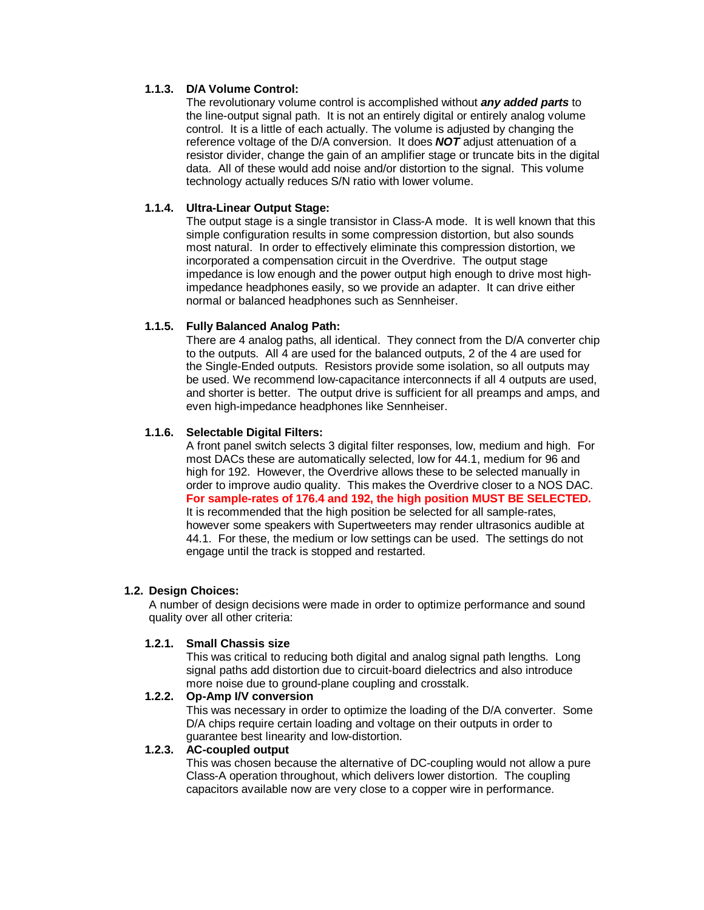#### 1.1.3. D/A Volume Control:

The revolutionary volume control is accomplished without ***any added parts*** to the line-output signal path. It is not an entirely digital or entirely analog volume control. It is a little of each actually. The volume is adjusted by changing the reference voltage of the D/A conversion. It does ***NOT*** adjust attenuation of a resistor divider, change the gain of an amplifier stage or truncate bits in the digital data. All of these would add noise and/or distortion to the signal. This volume technology actually reduces S/N ratio with lower volume.

#### 1.1.4. Ultra-Linear Output Stage:

The output stage is a single transistor in Class-A mode. It is well known that this simple configuration results in some compression distortion, but also sounds most natural. In order to effectively eliminate this compression distortion, we incorporated a compensation circuit in the Overdrive. The output stage impedance is low enough and the power output high enough to drive most high-impedance headphones easily, so we provide an adapter. It can drive either normal or balanced headphones such as Sennheiser.

#### 1.1.5. Fully Balanced Analog Path:

There are 4 analog paths, all identical. They connect from the D/A converter chip to the outputs. All 4 are used for the balanced outputs, 2 of the 4 are used for the Single-Ended outputs. Resistors provide some isolation, so all outputs may be used. We recommend low-capacitance interconnects if all 4 outputs are used, and shorter is better. The output drive is sufficient for all preamps and amps, and even high-impedance headphones like Sennheiser.

#### 1.1.6. Selectable Digital Filters:

A front panel switch selects 3 digital filter responses, low, medium and high. For most DACs these are automatically selected, low for 44.1, medium for 96 and high for 192. However, the Overdrive allows these to be selected manually in order to improve audio quality. This makes the Overdrive closer to a NOS DAC. **For sample-rates of 176.4 and 192, the high position MUST BE SELECTED.** It is recommended that the high position be selected for all sample-rates, however some speakers with Supertweeters may render ultrasonics audible at 44.1. For these, the medium or low settings can be used. The settings do not engage until the track is stopped and restarted.

### 1.2. Design Choices:

A number of design decisions were made in order to optimize performance and sound quality over all other criteria:

#### 1.2.1. Small Chassis size

This was critical to reducing both digital and analog signal path lengths. Long signal paths add distortion due to circuit-board dielectrics and also introduce more noise due to ground-plane coupling and crosstalk.

#### 1.2.2. Op-Amp I/V conversion

This was necessary in order to optimize the loading of the D/A converter. Some D/A chips require certain loading and voltage on their outputs in order to guarantee best linearity and low-distortion.

#### 1.2.3. AC-coupled output

This was chosen because the alternative of DC-coupling would not allow a pure Class-A operation throughout, which delivers lower distortion. The coupling capacitors available now are very close to a copper wire in performance.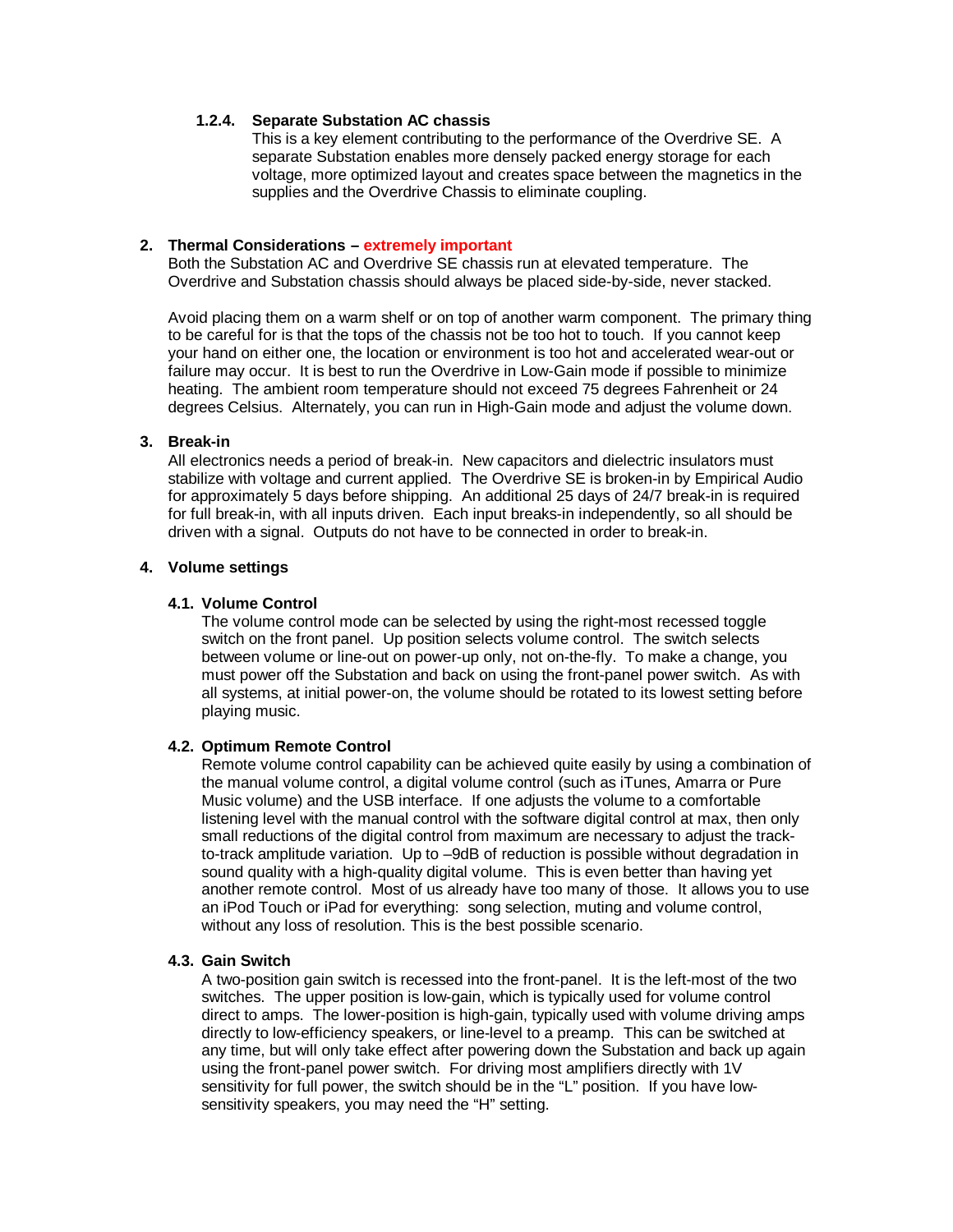#### 1.2.4. Separate Substation AC chassis

This is a key element contributing to the performance of the Overdrive SE. A separate Substation enables more densely packed energy storage for each voltage, more optimized layout and creates space between the magnetics in the supplies and the Overdrive Chassis to eliminate coupling.

## 2. Thermal Considerations – extremely important

Both the Substation AC and Overdrive SE chassis run at elevated temperature. The Overdrive and Substation chassis should always be placed side-by-side, never stacked.

Avoid placing them on a warm shelf or on top of another warm component. The primary thing to be careful for is that the tops of the chassis not be too hot to touch. If you cannot keep your hand on either one, the location or environment is too hot and accelerated wear-out or failure may occur. It is best to run the Overdrive in Low-Gain mode if possible to minimize heating. The ambient room temperature should not exceed 75 degrees Fahrenheit or 24 degrees Celsius. Alternately, you can run in High-Gain mode and adjust the volume down.

## 3. Break-in

All electronics needs a period of break-in. New capacitors and dielectric insulators must stabilize with voltage and current applied. The Overdrive SE is broken-in by Empirical Audio for approximately 5 days before shipping. An additional 25 days of 24/7 break-in is required for full break-in, with all inputs driven. Each input breaks-in independently, so all should be driven with a signal. Outputs do not have to be connected in order to break-in.

## 4. Volume settings

### 4.1. Volume Control

The volume control mode can be selected by using the right-most recessed toggle switch on the front panel. Up position selects volume control. The switch selects between volume or line-out on power-up only, not on-the-fly. To make a change, you must power off the Substation and back on using the front-panel power switch. As with all systems, at initial power-on, the volume should be rotated to its lowest setting before playing music.

### 4.2. Optimum Remote Control

Remote volume control capability can be achieved quite easily by using a combination of the manual volume control, a digital volume control (such as iTunes, Amarra or Pure Music volume) and the USB interface. If one adjusts the volume to a comfortable listening level with the manual control with the software digital control at max, then only small reductions of the digital control from maximum are necessary to adjust the track-to-track amplitude variation. Up to –9dB of reduction is possible without degradation in sound quality with a high-quality digital volume. This is even better than having yet another remote control. Most of us already have too many of those. It allows you to use an iPod Touch or iPad for everything: song selection, muting and volume control, without any loss of resolution. This is the best possible scenario.

### 4.3. Gain Switch

A two-position gain switch is recessed into the front-panel. It is the left-most of the two switches. The upper position is low-gain, which is typically used for volume control direct to amps. The lower-position is high-gain, typically used with volume driving amps directly to low-efficiency speakers, or line-level to a preamp. This can be switched at any time, but will only take effect after powering down the Substation and back up again using the front-panel power switch. For driving most amplifiers directly with 1V sensitivity for full power, the switch should be in the "L" position. If you have low-sensitivity speakers, you may need the "H" setting.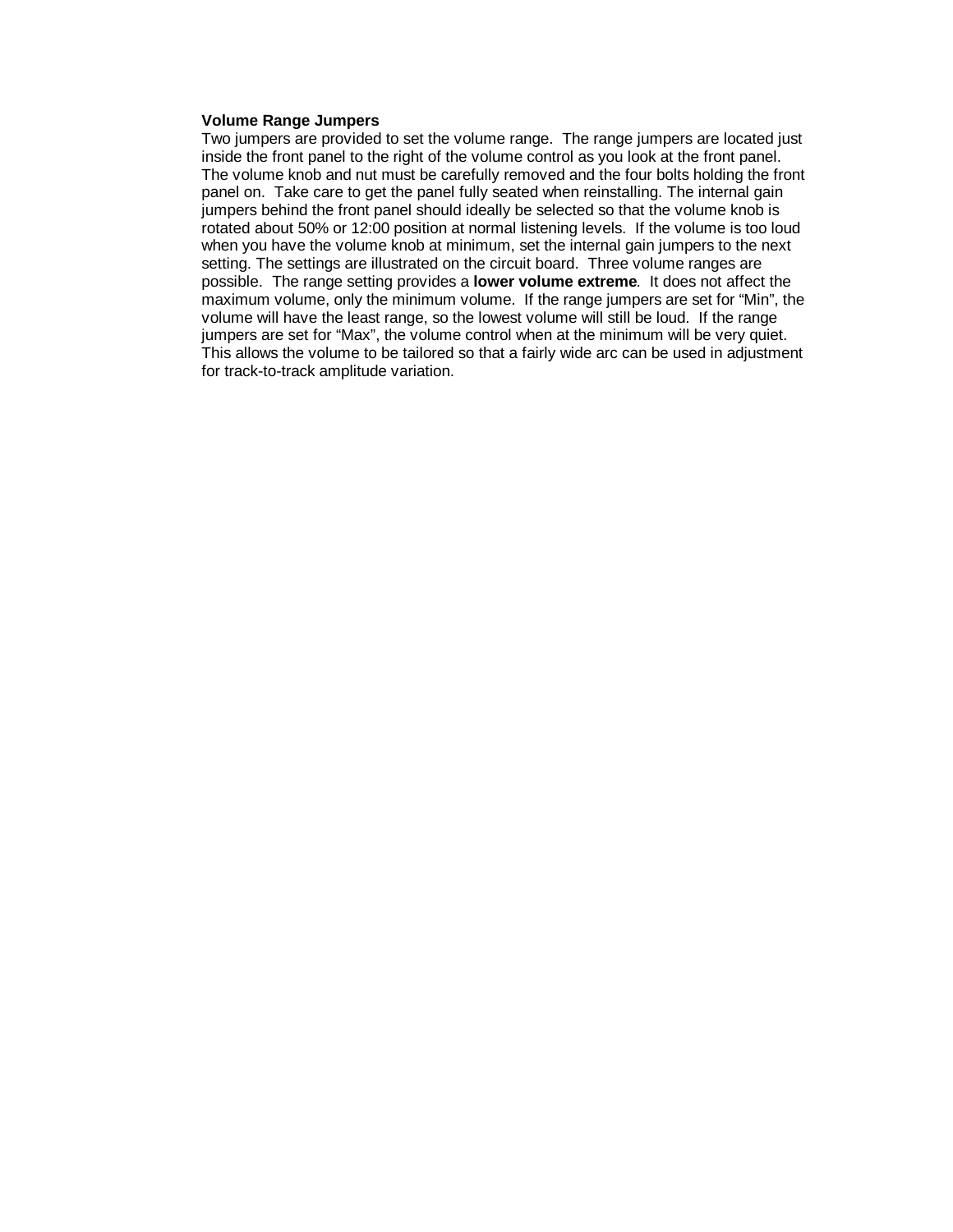**Volume Range Jumpers**

Two jumpers are provided to set the volume range. The range jumpers are located just inside the front panel to the right of the volume control as you look at the front panel. The volume knob and nut must be carefully removed and the four bolts holding the front panel on. Take care to get the panel fully seated when reinstalling. The internal gain jumpers behind the front panel should ideally be selected so that the volume knob is rotated about 50% or 12:00 position at normal listening levels. If the volume is too loud when you have the volume knob at minimum, set the internal gain jumpers to the next setting. The settings are illustrated on the circuit board. Three volume ranges are possible. The range setting provides a **lower volume extreme**. It does not affect the maximum volume, only the minimum volume. If the range jumpers are set for "Min", the volume will have the least range, so the lowest volume will still be loud. If the range jumpers are set for "Max", the volume control when at the minimum will be very quiet. This allows the volume to be tailored so that a fairly wide arc can be used in adjustment for track-to-track amplitude variation.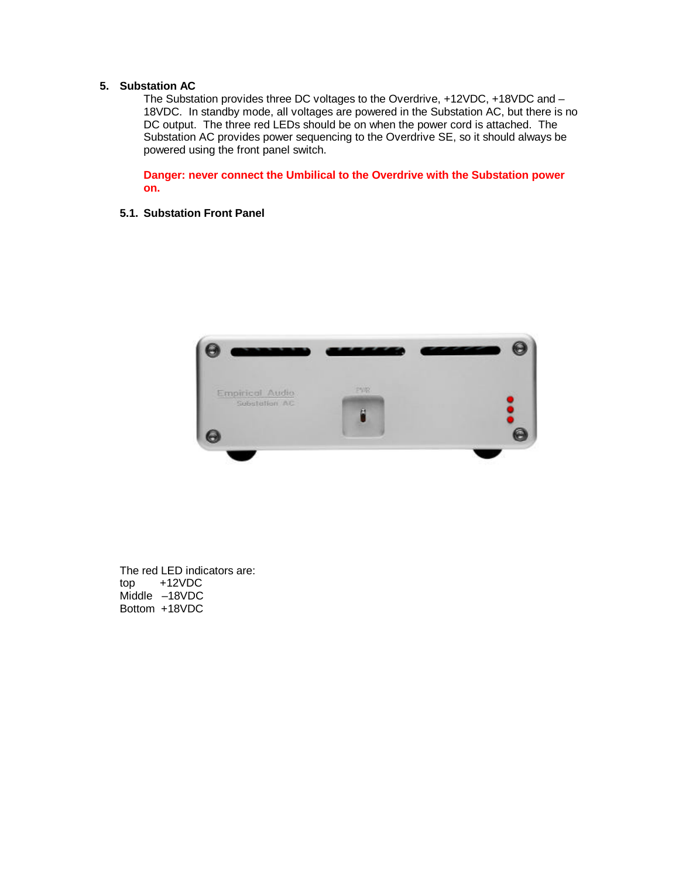## 5. Substation AC

The Substation provides three DC voltages to the Overdrive, +12VDC, +18VDC and –18VDC. In standby mode, all voltages are powered in the Substation AC, but there is no DC output. The three red LEDs should be on when the power cord is attached. The Substation AC provides power sequencing to the Overdrive SE, so it should always be powered using the front panel switch.

**Danger: never connect the Umbilical to the Overdrive with the Substation power on.**

### 5.1. Substation Front Panel

The red LED indicators are:

top +12VDC
Middle –18VDC
Bottom +18VDC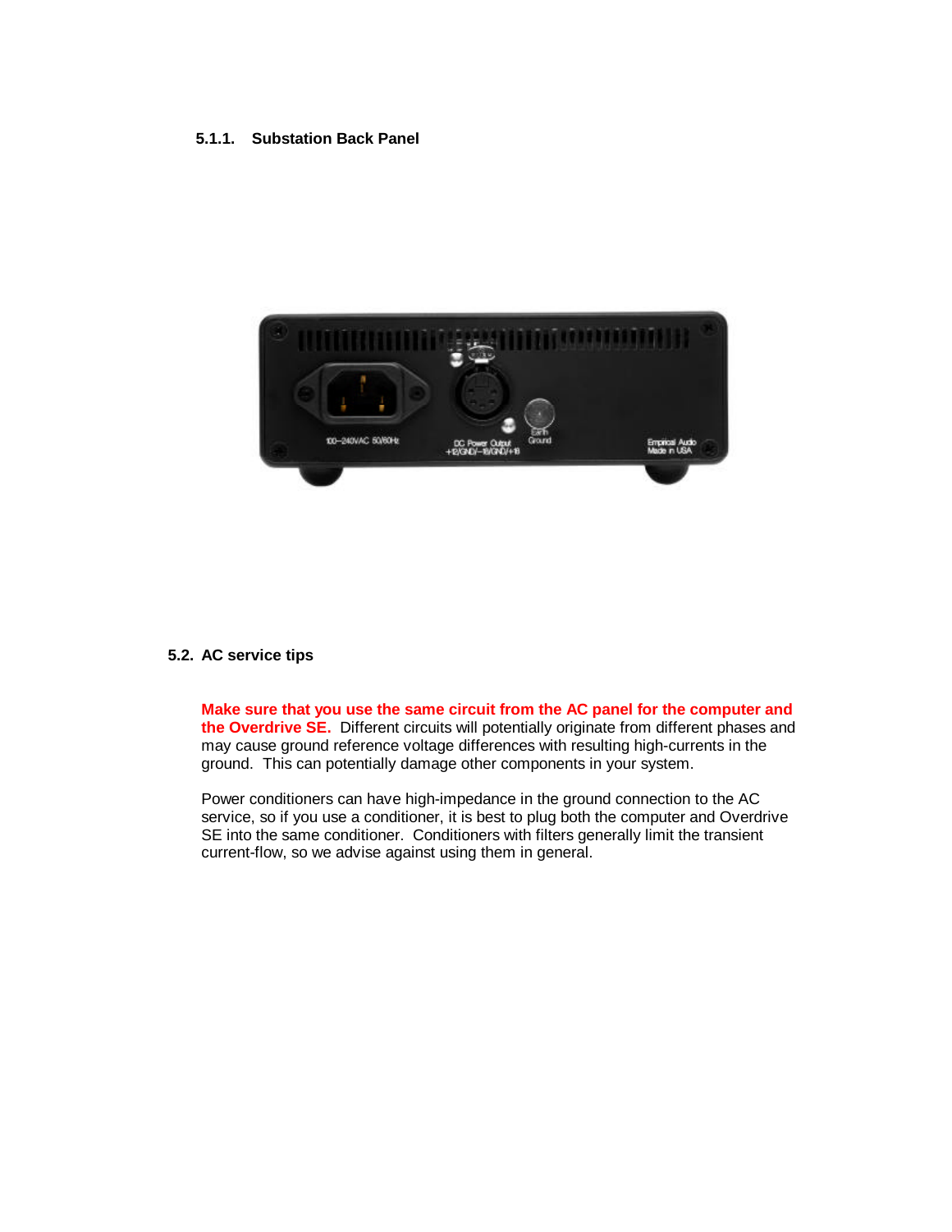#### 5.1.1. Substation Back Panel

### 5.2. AC service tips

**Make sure that you use the same circuit from the AC panel for the computer and the Overdrive SE.** Different circuits will potentially originate from different phases and may cause ground reference voltage differences with resulting high-currents in the ground. This can potentially damage other components in your system.

Power conditioners can have high-impedance in the ground connection to the AC service, so if you use a conditioner, it is best to plug both the computer and Overdrive SE into the same conditioner. Conditioners with filters generally limit the transient current-flow, so we advise against using them in general.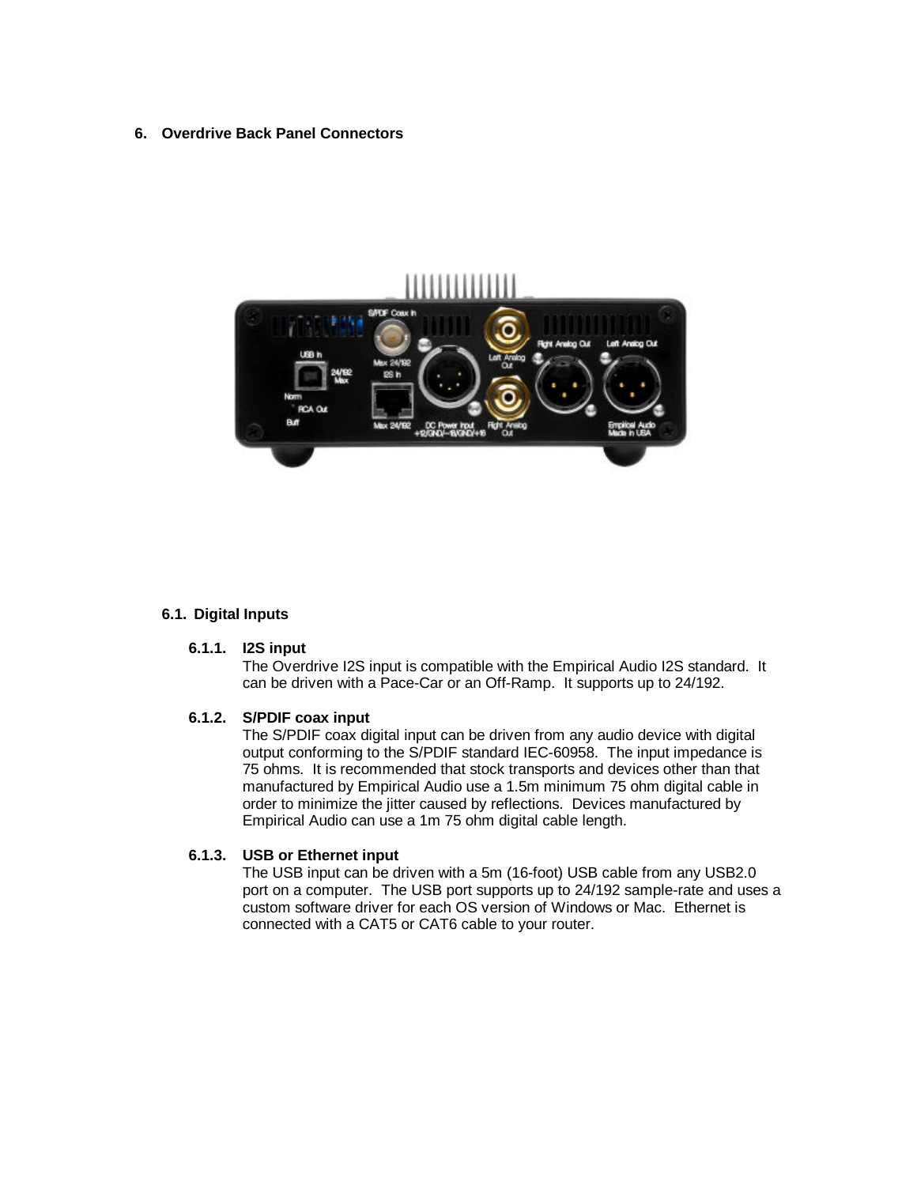## 6. Overdrive Back Panel Connectors

### 6.1. Digital Inputs

#### 6.1.1. I2S input

The Overdrive I2S input is compatible with the Empirical Audio I2S standard. It can be driven with a Pace-Car or an Off-Ramp. It supports up to 24/192.

#### 6.1.2. S/PDIF coax input

The S/PDIF coax digital input can be driven from any audio device with digital output conforming to the S/PDIF standard IEC-60958. The input impedance is 75 ohms. It is recommended that stock transports and devices other than that manufactured by Empirical Audio use a 1.5m minimum 75 ohm digital cable in order to minimize the jitter caused by reflections. Devices manufactured by Empirical Audio can use a 1m 75 ohm digital cable length.

#### 6.1.3. USB or Ethernet input

The USB input can be driven with a 5m (16-foot) USB cable from any USB2.0 port on a computer. The USB port supports up to 24/192 sample-rate and uses a custom software driver for each OS version of Windows or Mac. Ethernet is connected with a CAT5 or CAT6 cable to your router.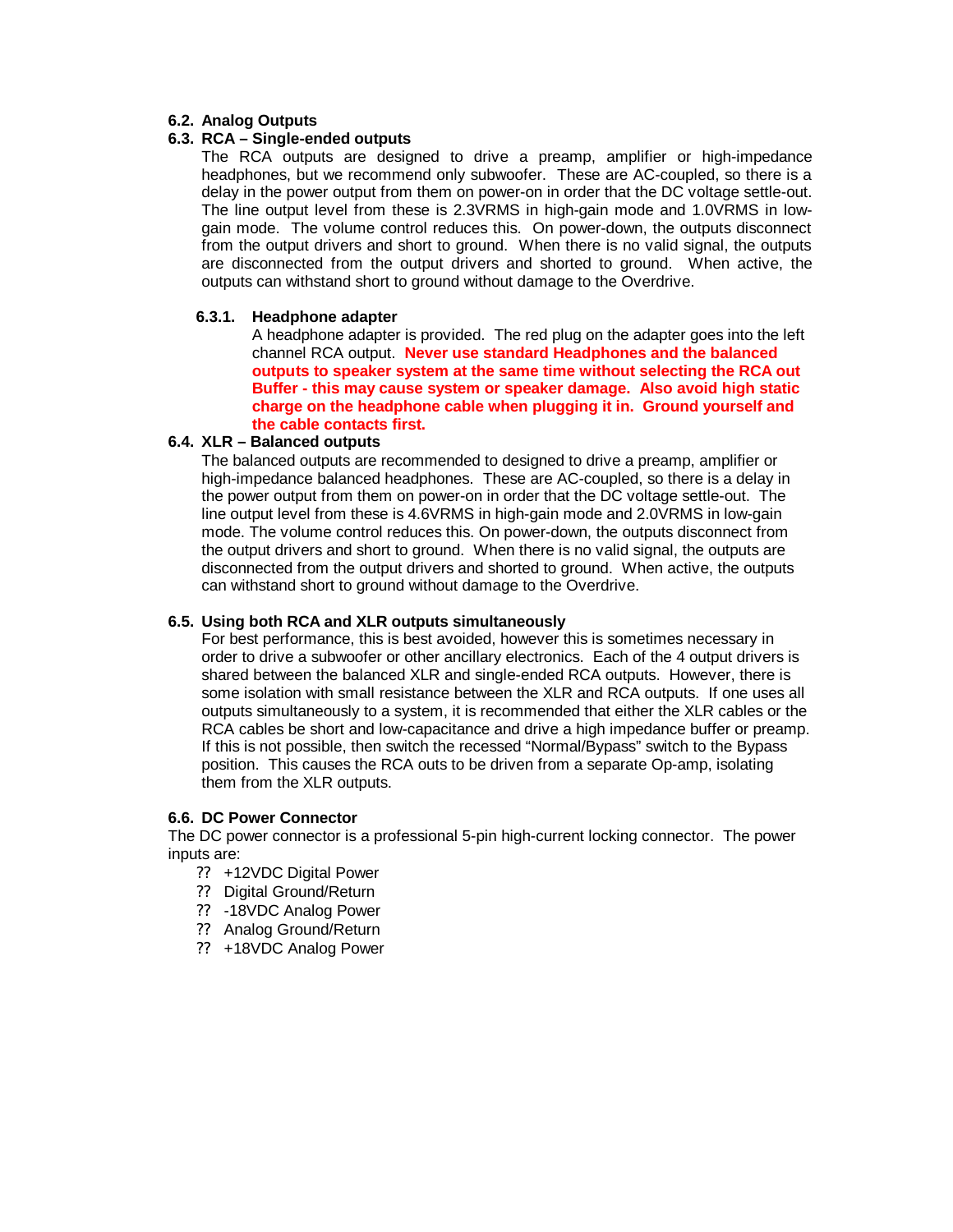## 6.2. Analog Outputs

## 6.3. RCA – Single-ended outputs

The RCA outputs are designed to drive a preamp, amplifier or high-impedance headphones, but we recommend only subwoofer. These are AC-coupled, so there is a delay in the power output from them on power-on in order that the DC voltage settle-out. The line output level from these is 2.3VRMS in high-gain mode and 1.0VRMS in low-gain mode. The volume control reduces this. On power-down, the outputs disconnect from the output drivers and short to ground. When there is no valid signal, the outputs are disconnected from the output drivers and shorted to ground. When active, the outputs can withstand short to ground without damage to the Overdrive.

### 6.3.1. Headphone adapter

A headphone adapter is provided. The red plug on the adapter goes into the left channel RCA output. **Never use standard Headphones and the balanced outputs to speaker system at the same time without selecting the RCA out Buffer - this may cause system or speaker damage. Also avoid high static charge on the headphone cable when plugging it in. Ground yourself and the cable contacts first.**

## 6.4. XLR – Balanced outputs

The balanced outputs are recommended to designed to drive a preamp, amplifier or high-impedance balanced headphones. These are AC-coupled, so there is a delay in the power output from them on power-on in order that the DC voltage settle-out. The line output level from these is 4.6VRMS in high-gain mode and 2.0VRMS in low-gain mode. The volume control reduces this. On power-down, the outputs disconnect from the output drivers and short to ground. When there is no valid signal, the outputs are disconnected from the output drivers and shorted to ground. When active, the outputs can withstand short to ground without damage to the Overdrive.

## 6.5. Using both RCA and XLR outputs simultaneously

For best performance, this is best avoided, however this is sometimes necessary in order to drive a subwoofer or other ancillary electronics. Each of the 4 output drivers is shared between the balanced XLR and single-ended RCA outputs. However, there is some isolation with small resistance between the XLR and RCA outputs. If one uses all outputs simultaneously to a system, it is recommended that either the XLR cables or the RCA cables be short and low-capacitance and drive a high impedance buffer or preamp. If this is not possible, then switch the recessed "Normal/Bypass" switch to the Bypass position. This causes the RCA outs to be driven from a separate Op-amp, isolating them from the XLR outputs.

## 6.6. DC Power Connector

The DC power connector is a professional 5-pin high-current locking connector. The power inputs are:

- +12VDC Digital Power
- Digital Ground/Return
- -18VDC Analog Power
- Analog Ground/Return
- +18VDC Analog Power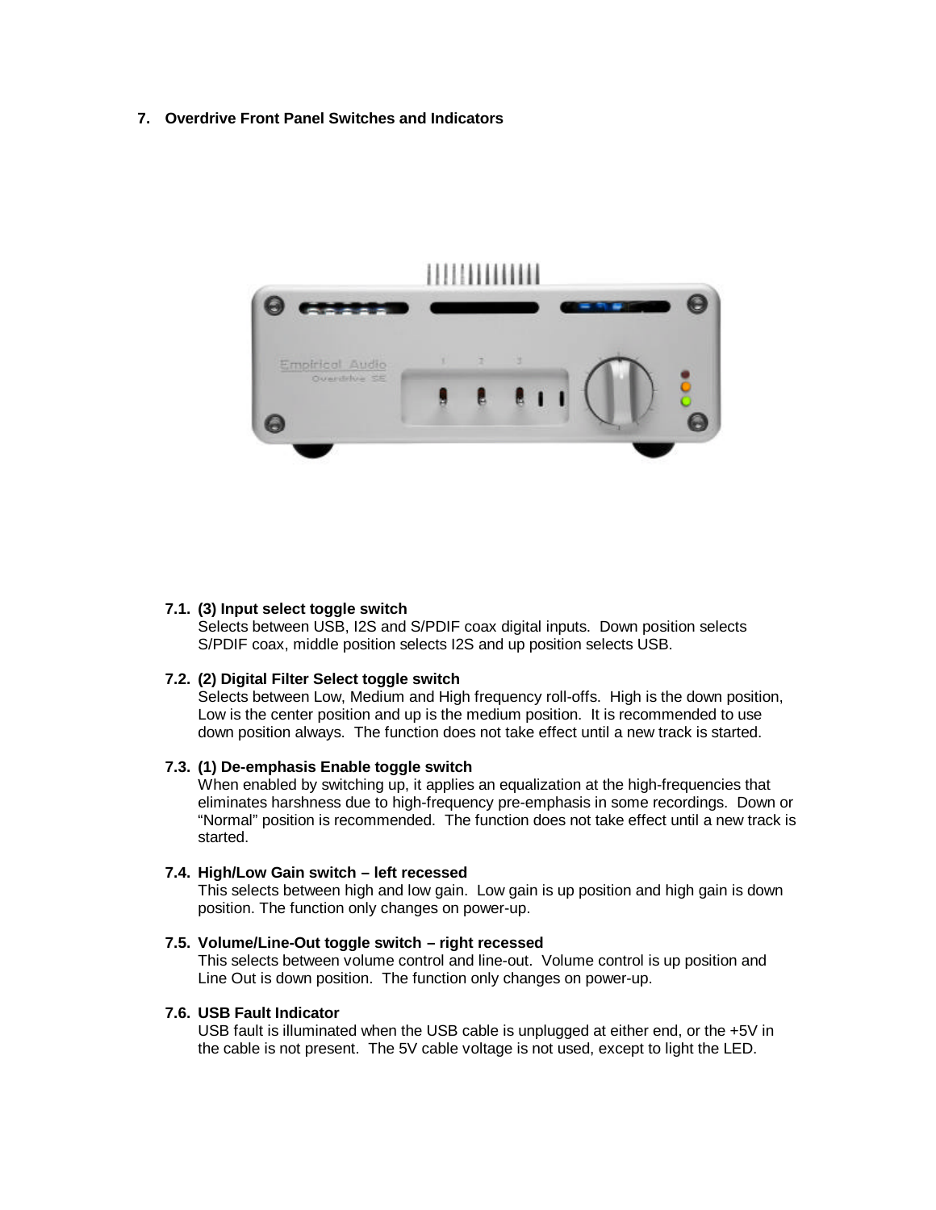## 7. Overdrive Front Panel Switches and Indicators

### 7.1. (3) Input select toggle switch

Selects between USB, I2S and S/PDIF coax digital inputs. Down position selects S/PDIF coax, middle position selects I2S and up position selects USB.

### 7.2. (2) Digital Filter Select toggle switch

Selects between Low, Medium and High frequency roll-offs. High is the down position, Low is the center position and up is the medium position. It is recommended to use down position always. The function does not take effect until a new track is started.

### 7.3. (1) De-emphasis Enable toggle switch

When enabled by switching up, it applies an equalization at the high-frequencies that eliminates harshness due to high-frequency pre-emphasis in some recordings. Down or "Normal" position is recommended. The function does not take effect until a new track is started.

### 7.4. High/Low Gain switch – left recessed

This selects between high and low gain. Low gain is up position and high gain is down position. The function only changes on power-up.

### 7.5. Volume/Line-Out toggle switch – right recessed

This selects between volume control and line-out. Volume control is up position and Line Out is down position. The function only changes on power-up.

### 7.6. USB Fault Indicator

USB fault is illuminated when the USB cable is unplugged at either end, or the +5V in the cable is not present. The 5V cable voltage is not used, except to light the LED.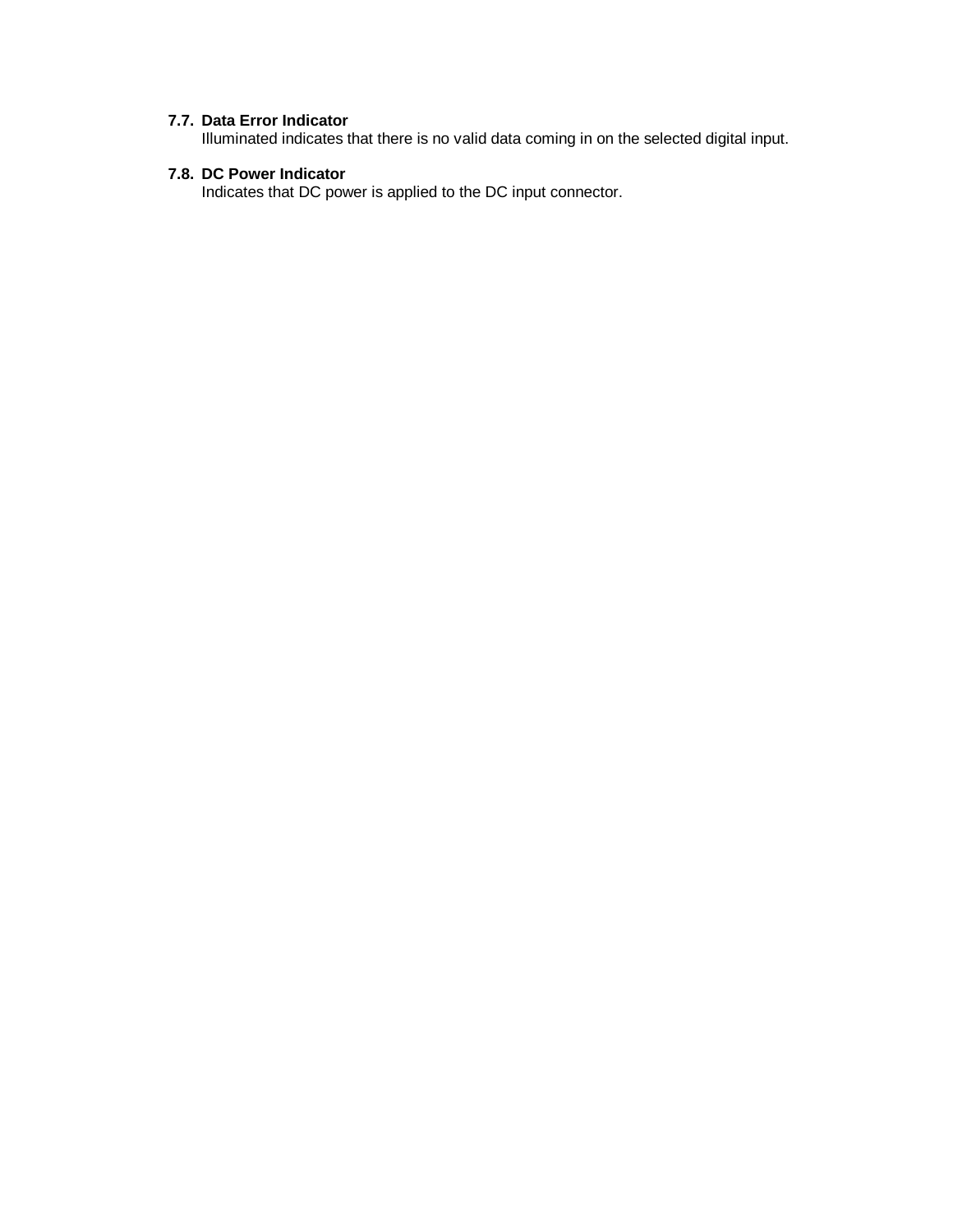### 7.7. Data Error Indicator

Illuminated indicates that there is no valid data coming in on the selected digital input.

### 7.8. DC Power Indicator

Indicates that DC power is applied to the DC input connector.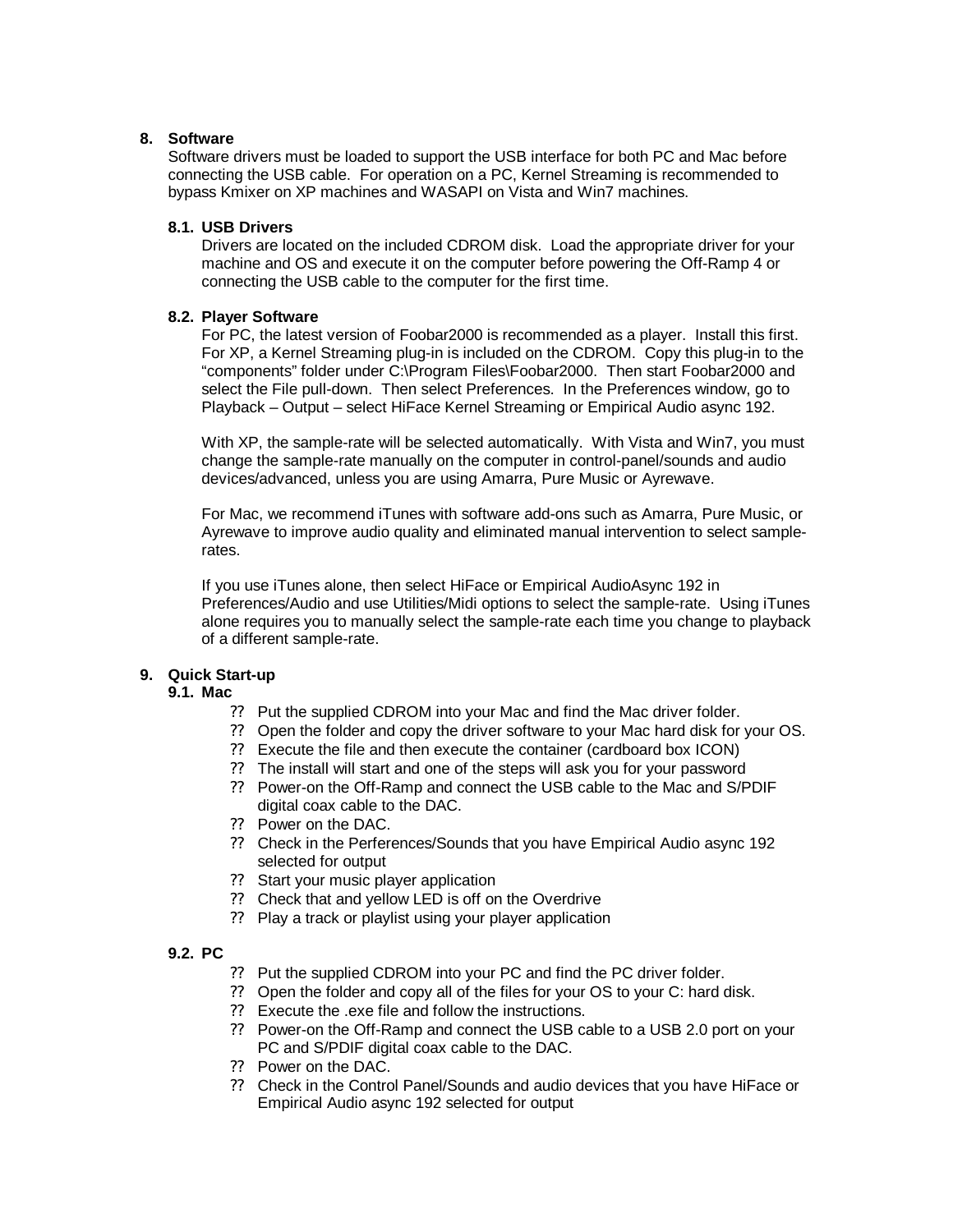## 8. Software

Software drivers must be loaded to support the USB interface for both PC and Mac before connecting the USB cable. For operation on a PC, Kernel Streaming is recommended to bypass Kmixer on XP machines and WASAPI on Vista and Win7 machines.

### 8.1. USB Drivers

Drivers are located on the included CDROM disk. Load the appropriate driver for your machine and OS and execute it on the computer before powering the Off-Ramp 4 or connecting the USB cable to the computer for the first time.

### 8.2. Player Software

For PC, the latest version of Foobar2000 is recommended as a player. Install this first. For XP, a Kernel Streaming plug-in is included on the CDROM. Copy this plug-in to the "components" folder under C:\Program Files\Foobar2000. Then start Foobar2000 and select the File pull-down. Then select Preferences. In the Preferences window, go to Playback – Output – select HiFace Kernel Streaming or Empirical Audio async 192.

With XP, the sample-rate will be selected automatically. With Vista and Win7, you must change the sample-rate manually on the computer in control-panel/sounds and audio devices/advanced, unless you are using Amarra, Pure Music or Ayrewave.

For Mac, we recommend iTunes with software add-ons such as Amarra, Pure Music, or Ayrewave to improve audio quality and eliminated manual intervention to select sample-rates.

If you use iTunes alone, then select HiFace or Empirical AudioAsync 192 in Preferences/Audio and use Utilities/Midi options to select the sample-rate. Using iTunes alone requires you to manually select the sample-rate each time you change to playback of a different sample-rate.

## 9. Quick Start-up

### 9.1. Mac

- Put the supplied CDROM into your Mac and find the Mac driver folder.
- Open the folder and copy the driver software to your Mac hard disk for your OS.
- Execute the file and then execute the container (cardboard box ICON)
- The install will start and one of the steps will ask you for your password
- Power-on the Off-Ramp and connect the USB cable to the Mac and S/PDIF digital coax cable to the DAC.
- Power on the DAC.
- Check in the Perferences/Sounds that you have Empirical Audio async 192 selected for output
- Start your music player application
- Check that and yellow LED is off on the Overdrive
- Play a track or playlist using your player application

### 9.2. PC

- Put the supplied CDROM into your PC and find the PC driver folder.
- Open the folder and copy all of the files for your OS to your C: hard disk.
- Execute the .exe file and follow the instructions.
- Power-on the Off-Ramp and connect the USB cable to a USB 2.0 port on your PC and S/PDIF digital coax cable to the DAC.
- Power on the DAC.
- Check in the Control Panel/Sounds and audio devices that you have HiFace or Empirical Audio async 192 selected for output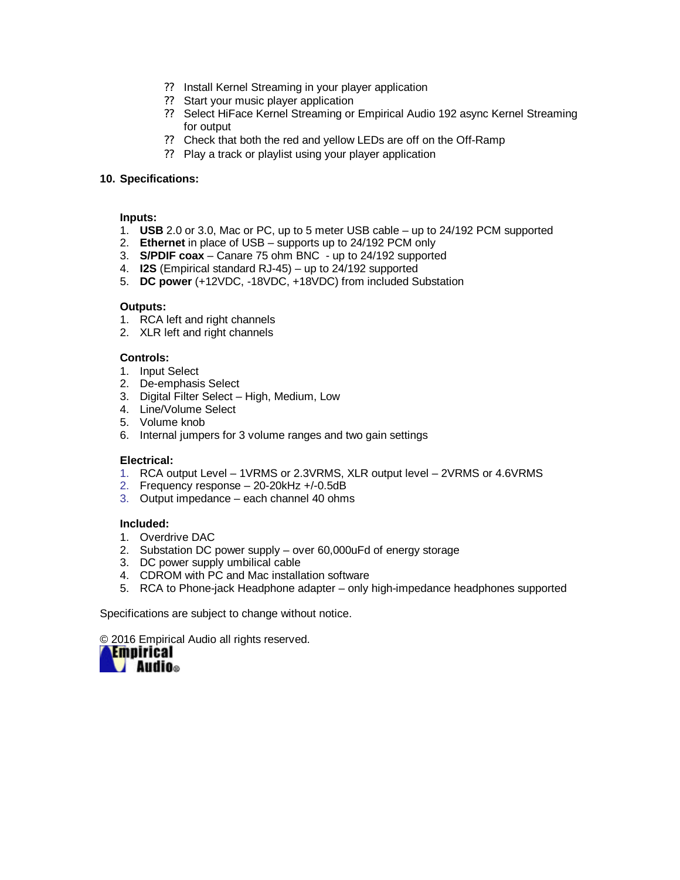?? Install Kernel Streaming in your player application
?? Start your music player application
?? Select HiFace Kernel Streaming or Empirical Audio 192 async Kernel Streaming for output
?? Check that both the red and yellow LEDs are off on the Off-Ramp
?? Play a track or playlist using your player application

## 10. Specifications:

**Inputs:**

1. **USB** 2.0 or 3.0, Mac or PC, up to 5 meter USB cable – up to 24/192 PCM supported
2. **Ethernet** in place of USB – supports up to 24/192 PCM only
3. **S/PDIF coax** – Canare 75 ohm BNC - up to 24/192 supported
4. **I2S** (Empirical standard RJ-45) – up to 24/192 supported
5. **DC power** (+12VDC, -18VDC, +18VDC) from included Substation

**Outputs:**

1. RCA left and right channels
2. XLR left and right channels

**Controls:**

1. Input Select
2. De-emphasis Select
3. Digital Filter Select – High, Medium, Low
4. Line/Volume Select
5. Volume knob
6. Internal jumpers for 3 volume ranges and two gain settings

**Electrical:**

1. RCA output Level – 1VRMS or 2.3VRMS, XLR output level – 2VRMS or 4.6VRMS
2. Frequency response – 20-20kHz +/-0.5dB
3. Output impedance – each channel 40 ohms

**Included:**

1. Overdrive DAC
2. Substation DC power supply – over 60,000uFd of energy storage
3. DC power supply umbilical cable
4. CDROM with PC and Mac installation software
5. RCA to Phone-jack Headphone adapter – only high-impedance headphones supported

Specifications are subject to change without notice.

© 2016 Empirical Audio all rights reserved.

Empirical Audio®